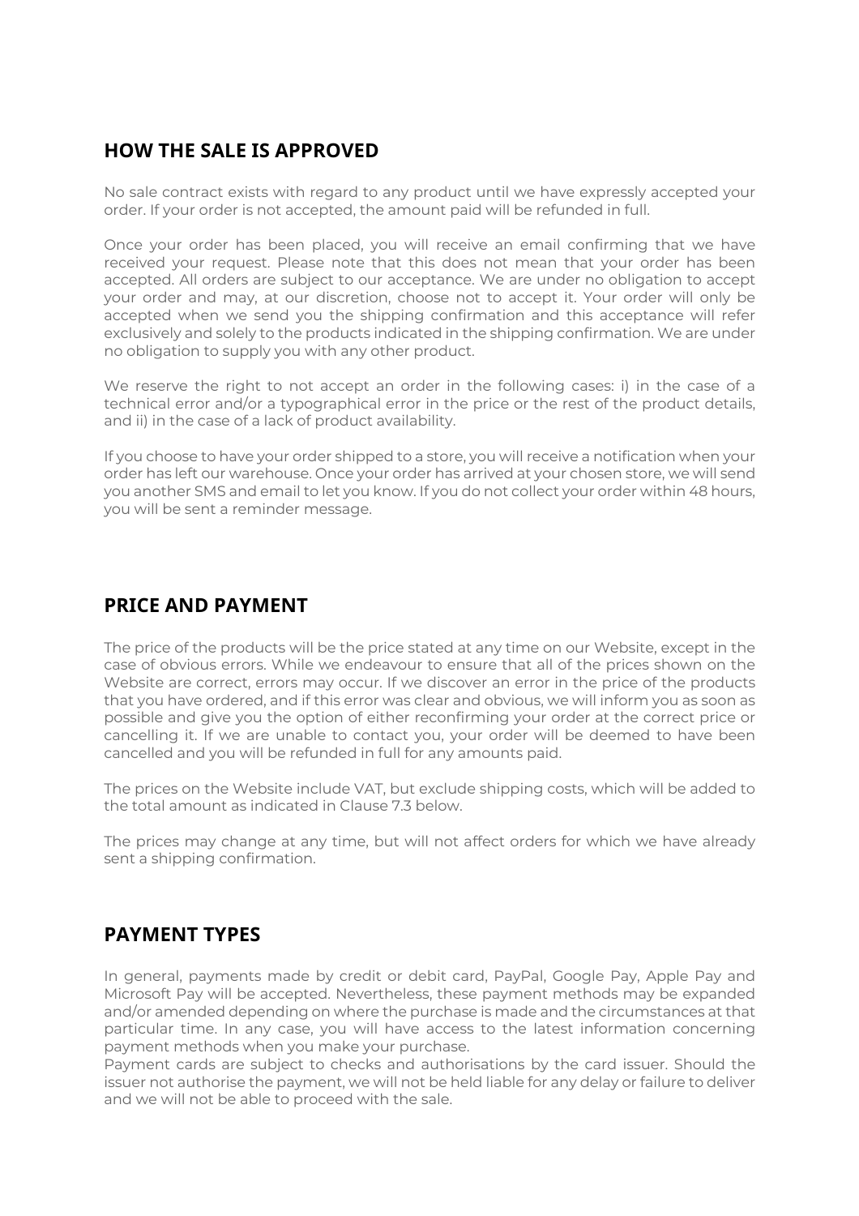## HOW THE SALE IS APPROVED

No sale contract exists with regard to any product until we have expressly accepted your order. If your order is not accepted, the amount paid will be refunded in full.

Once your order has been placed, you will receive an email confirming that we have received your request. Please note that this does not mean that your order has been accepted. All orders are subject to our acceptance. We are under no obligation to accept your order and may, at our discretion, choose not to accept it. Your order will only be accepted when we send you the shipping confirmation and this acceptance will refer exclusively and solely to the products indicated in the shipping confirmation. We are under no obligation to supply you with any other product.

We reserve the right to not accept an order in the following cases: i) in the case of a technical error and/or a typographical error in the price or the rest of the product details, and ii) in the case of a lack of product availability.

If you choose to have your order shipped to a store, you will receive a notification when your order has left our warehouse. Once your order has arrived at your chosen store, we will send you another SMS and email to let you know. If you do not collect your order within 48 hours, you will be sent a reminder message.

## PRICE AND PAYMENT

The price of the products will be the price stated at any time on our Website, except in the case of obvious errors. While we endeavour to ensure that all of the prices shown on the Website are correct, errors may occur. If we discover an error in the price of the products that you have ordered, and if this error was clear and obvious, we will inform you as soon as possible and give you the option of either reconfirming your order at the correct price or cancelling it. If we are unable to contact you, your order will be deemed to have been cancelled and you will be refunded in full for any amounts paid.

The prices on the Website include VAT, but exclude shipping costs, which will be added to the total amount as indicated in Clause 7.3 below.

The prices may change at any time, but will not affect orders for which we have already sent a shipping confirmation.

## PAYMENT TYPES

In general, payments made by credit or debit card, PayPal, Google Pay, Apple Pay and Microsoft Pay will be accepted. Nevertheless, these payment methods may be expanded and/or amended depending on where the purchase is made and the circumstances at that particular time. In any case, you will have access to the latest information concerning payment methods when you make your purchase.
Payment cards are subject to checks and authorisations by the card issuer. Should the issuer not authorise the payment, we will not be held liable for any delay or failure to deliver and we will not be able to proceed with the sale.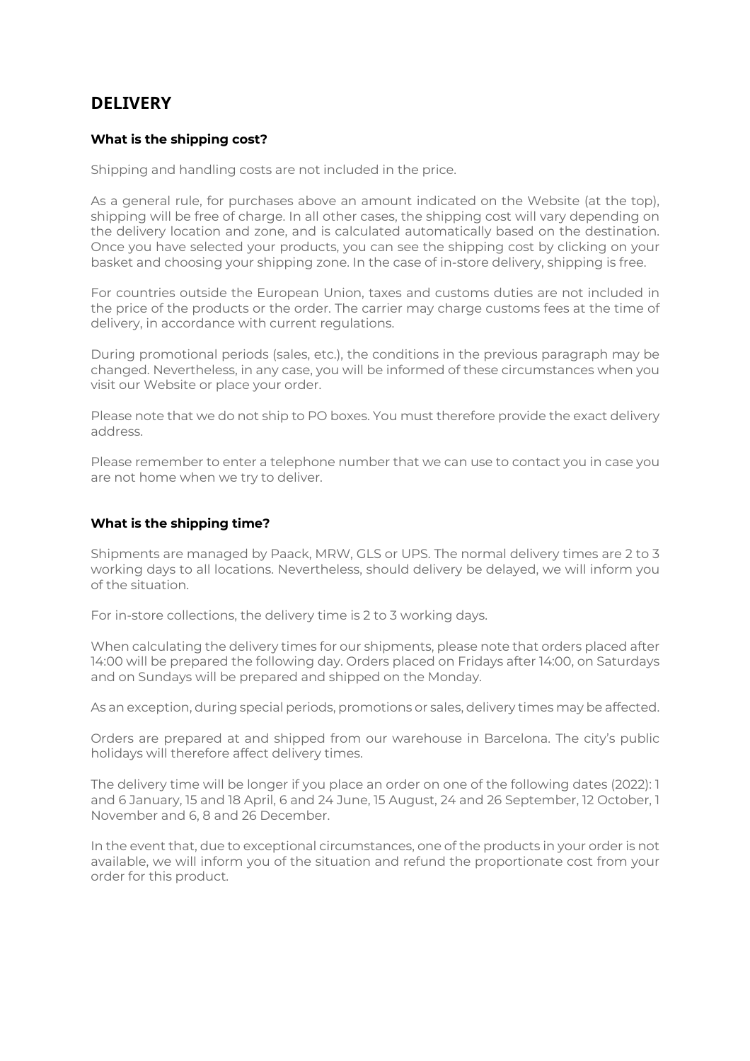## DELIVERY

### What is the shipping cost?

Shipping and handling costs are not included in the price.

As a general rule, for purchases above an amount indicated on the Website (at the top), shipping will be free of charge. In all other cases, the shipping cost will vary depending on the delivery location and zone, and is calculated automatically based on the destination. Once you have selected your products, you can see the shipping cost by clicking on your basket and choosing your shipping zone. In the case of in-store delivery, shipping is free.

For countries outside the European Union, taxes and customs duties are not included in the price of the products or the order. The carrier may charge customs fees at the time of delivery, in accordance with current regulations.

During promotional periods (sales, etc.), the conditions in the previous paragraph may be changed. Nevertheless, in any case, you will be informed of these circumstances when you visit our Website or place your order.

Please note that we do not ship to PO boxes. You must therefore provide the exact delivery address.

Please remember to enter a telephone number that we can use to contact you in case you are not home when we try to deliver.

### What is the shipping time?

Shipments are managed by Paack, MRW, GLS or UPS. The normal delivery times are 2 to 3 working days to all locations. Nevertheless, should delivery be delayed, we will inform you of the situation.

For in-store collections, the delivery time is 2 to 3 working days.

When calculating the delivery times for our shipments, please note that orders placed after 14:00 will be prepared the following day. Orders placed on Fridays after 14:00, on Saturdays and on Sundays will be prepared and shipped on the Monday.

As an exception, during special periods, promotions or sales, delivery times may be affected.

Orders are prepared at and shipped from our warehouse in Barcelona. The city's public holidays will therefore affect delivery times.

The delivery time will be longer if you place an order on one of the following dates (2022): 1 and 6 January, 15 and 18 April, 6 and 24 June, 15 August, 24 and 26 September, 12 October, 1 November and 6, 8 and 26 December.

In the event that, due to exceptional circumstances, one of the products in your order is not available, we will inform you of the situation and refund the proportionate cost from your order for this product.